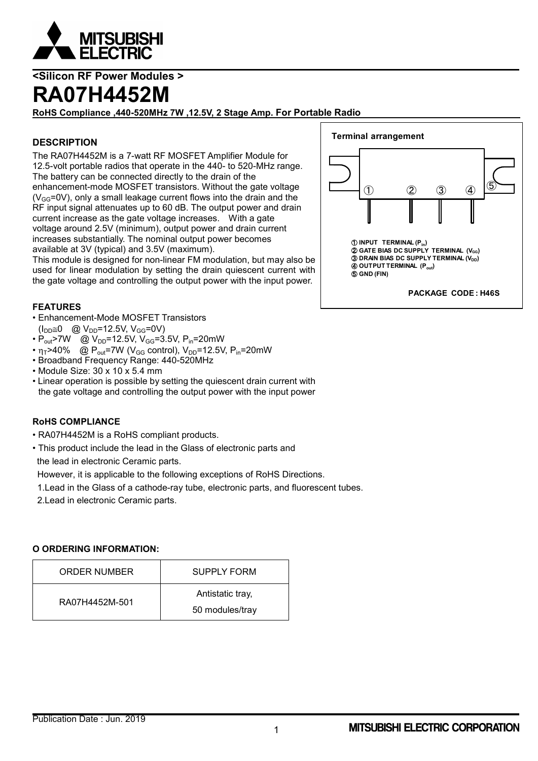**<Silicon RF Power Modules >**

# RA07H4452M

**RoHS Compliance ,440-520MHz 7W ,12.5V, 2 Stage Amp. For Portable Radio**

### DESCRIPTION

The RA07H4452M is a 7-watt RF MOSFET Amplifier Module for 12.5-volt portable radios that operate in the 440- to 520-MHz range. The battery can be connected directly to the drain of the enhancement-mode MOSFET transistors. Without the gate voltage ($V_{GG}$=0V), only a small leakage current flows into the drain and the RF input signal attenuates up to 60 dB. The output power and drain current increase as the gate voltage increases. With a gate voltage around 2.5V (minimum), output power and drain current increases substantially. The nominal output power becomes available at 3V (typical) and 3.5V (maximum).

This module is designed for non-linear FM modulation, but may also be used for linear modulation by setting the drain quiescent current with the gate voltage and controlling the output power with the input power.

**Terminal arrangement**

① INPUT TERMINAL ($P_{in}$)
② GATE BIAS DC SUPPLY TERMINAL ($V_{GG}$)
③ DRAIN BIAS DC SUPPLY TERMINAL ($V_{DD}$)
④ OUTPUT TERMINAL ($P_{out}$)
⑤ GND (FIN)

**PACKAGE CODE : H46S**

### FEATURES

- Enhancement-Mode MOSFET Transistors ($I_{DD}$≅0 @ $V_{DD}$=12.5V, $V_{GG}$=0V)
- $P_{out}$>7W @ $V_{DD}$=12.5V, $V_{GG}$=3.5V, $P_{in}$=20mW
- $\eta_T$>40% @ $P_{out}$=7W ($V_{GG}$ control), $V_{DD}$=12.5V, $P_{in}$=20mW
- Broadband Frequency Range: 440-520MHz
- Module Size: 30 x 10 x 5.4 mm
- Linear operation is possible by setting the quiescent drain current with the gate voltage and controlling the output power with the input power

### RoHS COMPLIANCE

- RA07H4452M is a RoHS compliant products.
- This product include the lead in the Glass of electronic parts and the lead in electronic Ceramic parts.

  However, it is applicable to the following exceptions of RoHS Directions.

  1. Lead in the Glass of a cathode-ray tube, electronic parts, and fluorescent tubes.
  2. Lead in electronic Ceramic parts.

### O ORDERING INFORMATION:

| ORDER NUMBER | SUPPLY FORM |
|---|---|
| RA07H4452M-501 | Antistatic tray, 50 modules/tray |

Publication Date : Jun. 2019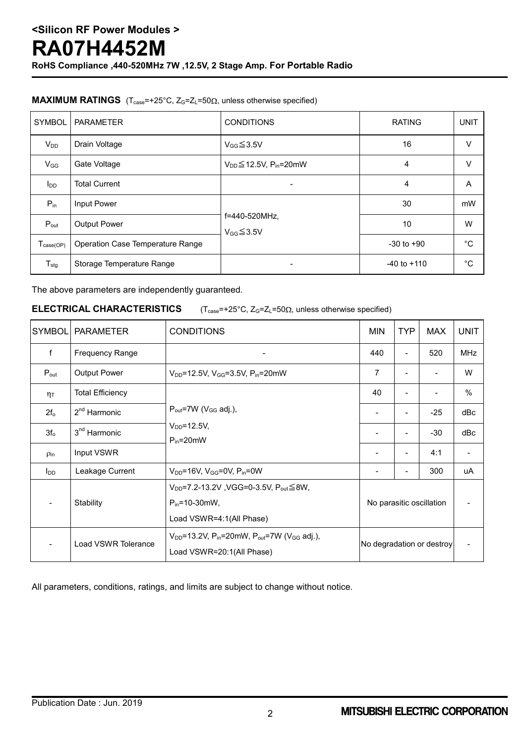# <Silicon RF Power Modules >

# RA07H4452M

**RoHS Compliance ,440-520MHz 7W ,12.5V, 2 Stage Amp. For Portable Radio**

**MAXIMUM RATINGS** ($T_{case}$=+25°C, $Z_G$=$Z_L$=50Ω, unless otherwise specified)

| SYMBOL | PARAMETER | CONDITIONS | RATING | UNIT |
|---|---|---|---|---|
| $V_{DD}$ | Drain Voltage | $V_{GG}$≦3.5V | 16 | V |
| $V_{GG}$ | Gate Voltage | $V_{DD}$≦12.5V, $P_{in}$=20mW | 4 | V |
| $I_{DD}$ | Total Current | - | 4 | A |
| $P_{in}$ | Input Power | f=440-520MHz, $V_{GG}$≦3.5V | 30 | mW |
| $P_{out}$ | Output Power | | 10 | W |
| $T_{case(OP)}$ | Operation Case Temperature Range | | -30 to +90 | °C |
| $T_{stg}$ | Storage Temperature Range | - | -40 to +110 | °C |

The above parameters are independently guaranteed.

**ELECTRICAL CHARACTERISTICS** ($T_{case}$=+25°C, $Z_G$=$Z_L$=50Ω, unless otherwise specified)

| SYMBOL | PARAMETER | CONDITIONS | MIN | TYP | MAX | UNIT |
|---|---|---|---|---|---|---|
| f | Frequency Range | - | 440 | - | 520 | MHz |
| $P_{out}$ | Output Power | $V_{DD}$=12.5V, $V_{GG}$=3.5V, $P_{in}$=20mW | 7 | - | - | W |
| $\eta_T$ | Total Efficiency | $P_{out}$=7W ($V_{GG}$ adj.), $V_{DD}$=12.5V, $P_{in}$=20mW | 40 | - | - | % |
| $2f_o$ | 2nd Harmonic | | - | - | -25 | dBc |
| $3f_o$ | 3rd Harmonic | | - | - | -30 | dBc |
| $\rho_{in}$ | Input VSWR | | - | - | 4:1 | - |
| $I_{DD}$ | Leakage Current | $V_{DD}$=16V, $V_{GG}$=0V, $P_{in}$=0W | - | - | 300 | uA |
| - | Stability | $V_{DD}$=7.2-13.2V ,VGG=0-3.5V, $P_{out}$≦8W, $P_{in}$=10-30mW, Load VSWR=4:1(All Phase) | No parasitic oscillation | | | - |
| - | Load VSWR Tolerance | $V_{DD}$=13.2V, $P_{in}$=20mW, $P_{out}$=7W ($V_{GG}$ adj.), Load VSWR=20:1(All Phase) | No degradation or destroy | | | - |

All parameters, conditions, ratings, and limits are subject to change without notice.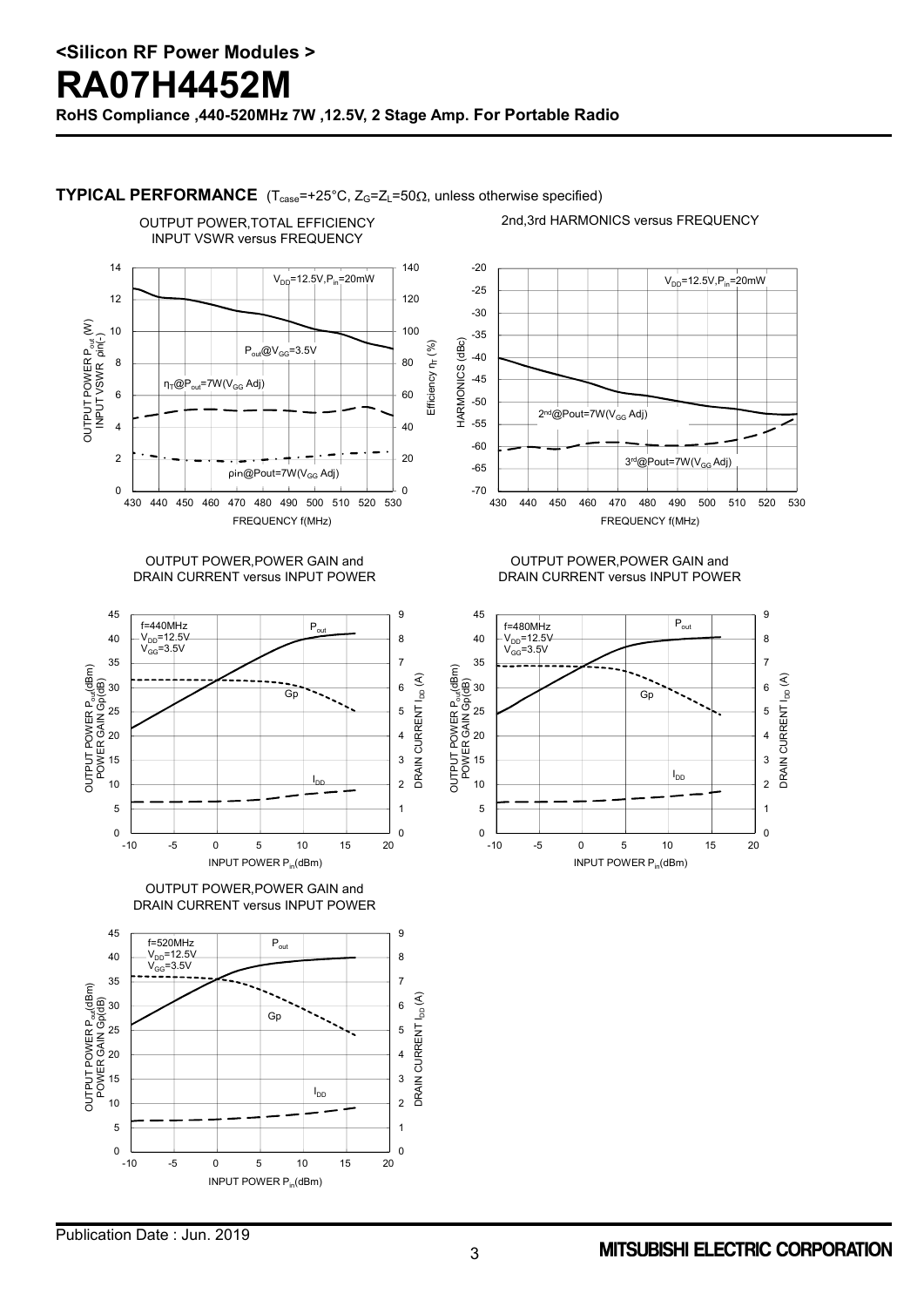**TYPICAL PERFORMANCE** ($T_{case}$=+25°C, $Z_G$=$Z_L$=50Ω, unless otherwise specified)

OUTPUT POWER,TOTAL EFFICIENCY INPUT VSWR versus FREQUENCY

2nd,3rd HARMONICS versus FREQUENCY

OUTPUT POWER,POWER GAIN and DRAIN CURRENT versus INPUT POWER

OUTPUT POWER,POWER GAIN and DRAIN CURRENT versus INPUT POWER

OUTPUT POWER,POWER GAIN and DRAIN CURRENT versus INPUT POWER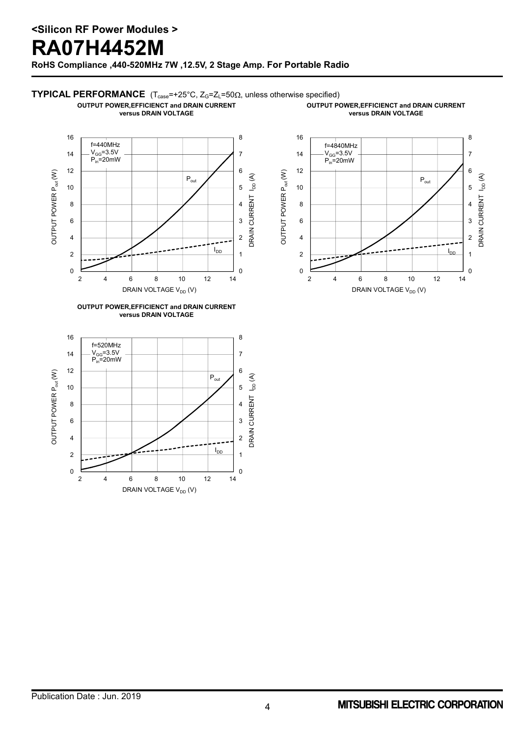## TYPICAL PERFORMANCE

($T_{case}$=+25°C, $Z_G$=$Z_L$=50Ω, unless otherwise specified)

**OUTPUT POWER,EFFICIENCT and DRAIN CURRENT versus DRAIN VOLTAGE**

f=440MHz
$V_{GG}$=3.5V
$P_{in}$=20mW

OUTPUT POWER $P_{out}$ (W) / DRAIN CURRENT $I_{DD}$ (A) / DRAIN VOLTAGE $V_{DD}$ (V)

**OUTPUT POWER,EFFICIENCT and DRAIN CURRENT versus DRAIN VOLTAGE**

f=4840MHz
$V_{GG}$=3.5V
$P_{in}$=20mW

OUTPUT POWER $P_{out}$ (W) / DRAIN CURRENT $I_{DD}$ (A) / DRAIN VOLTAGE $V_{DD}$ (V)

**OUTPUT POWER,EFFICIENCT and DRAIN CURRENT versus DRAIN VOLTAGE**

f=520MHz
$V_{GG}$=3.5V
$P_{in}$=20mW

OUTPUT POWER $P_{out}$ (W) / DRAIN CURRENT $I_{DD}$ (A) / DRAIN VOLTAGE $V_{DD}$ (V)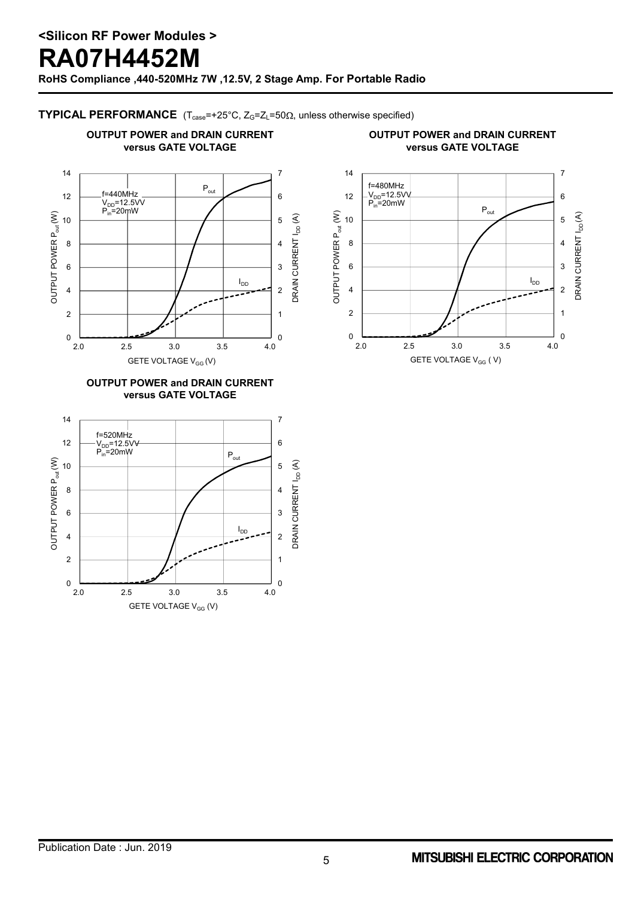**TYPICAL PERFORMANCE** ($T_{case}$=+25°C, $Z_G$=$Z_L$=50Ω, unless otherwise specified)

**OUTPUT POWER and DRAIN CURRENT versus GATE VOLTAGE**

f=440MHz
$V_{DD}$=12.5VV
$P_{in}$=20mW

OUTPUT POWER $P_{out}$ (W)
DRAIN CURRENT $I_{DD}$ (A)
GETE VOLTAGE $V_{GG}$ (V)

**OUTPUT POWER and DRAIN CURRENT versus GATE VOLTAGE**

f=480MHz
$V_{DD}$=12.5VV
$P_{in}$=20mW

OUTPUT POWER $P_{out}$ (W)
DRAIN CURRENT $I_{DD}$ (A)
GETE VOLTAGE $V_{GG}$ ( V)

**OUTPUT POWER and DRAIN CURRENT versus GATE VOLTAGE**

f=520MHz
$V_{DD}$=12.5VV
$P_{in}$=20mW

OUTPUT POWER $P_{out}$ (W)
DRAIN CURRENT $I_{DD}$ (A)
GETE VOLTAGE $V_{GG}$ (V)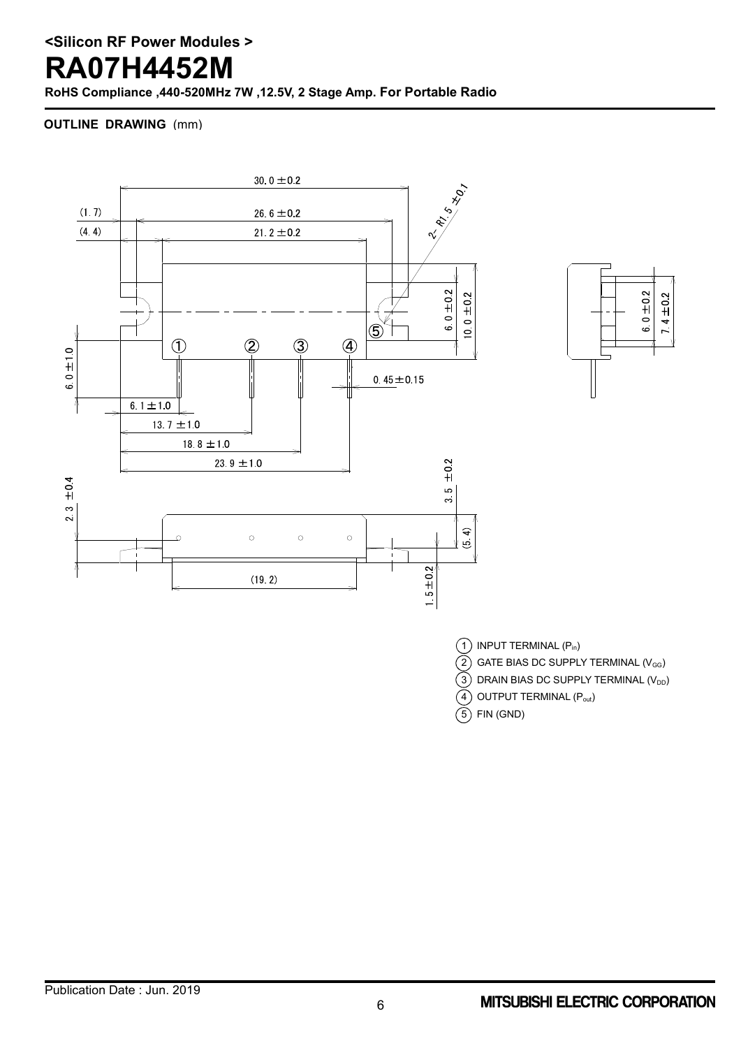**<Silicon RF Power Modules >**

# RA07H4452M

**RoHS Compliance ,440-520MHz 7W ,12.5V, 2 Stage Amp. For Portable Radio**

**OUTLINE DRAWING** (mm)

30.0 ±0.2

(1.7) 26.6 ±0.2

(4.4) 21.2 ±0.2

2-R1.5 ±0.1

6.0 ±0.2

10.0 ±0.2

6.0 ±1.0

0.45 ±0.15

6.1 ±1.0

13.7 ±1.0

18.8 ±1.0

23.9 ±1.0

6.0 ±0.2

7.4 ±0.2

2.3 ±0.4

3.5 ±0.2

(5.4)

(19.2)

1.5 ±0.2

1. INPUT TERMINAL ($P_{in}$)
2. GATE BIAS DC SUPPLY TERMINAL ($V_{GG}$)
3. DRAIN BIAS DC SUPPLY TERMINAL ($V_{DD}$)
4. OUTPUT TERMINAL ($P_{out}$)
5. FIN (GND)

Publication Date : Jun. 2019

MITSUBISHI ELECTRIC CORPORATION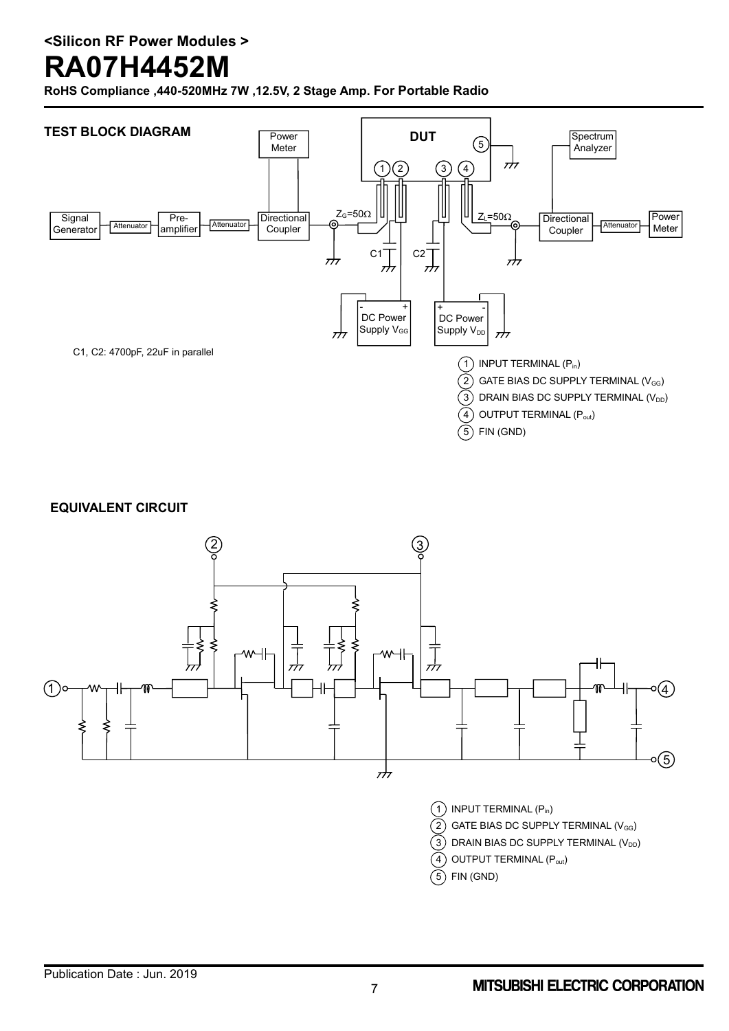## <Silicon RF Power Modules >

# RA07H4452M

**RoHS Compliance ,440-520MHz 7W ,12.5V, 2 Stage Amp. For Portable Radio**

### TEST BLOCK DIAGRAM

Signal Generator — Attenuator — Pre-amplifier — Attenuator — Directional Coupler (Power Meter) — $Z_G$=50Ω — DUT — $Z_L$=50Ω — Directional Coupler (Spectrum Analyzer) — Attenuator — Power Meter

DC Power Supply $V_{GG}$, DC Power Supply $V_{DD}$

C1, C2: 4700pF, 22uF in parallel

1. INPUT TERMINAL ($P_{in}$)
2. GATE BIAS DC SUPPLY TERMINAL ($V_{GG}$)
3. DRAIN BIAS DC SUPPLY TERMINAL ($V_{DD}$)
4. OUTPUT TERMINAL ($P_{out}$)
5. FIN (GND)

### EQUIVALENT CIRCUIT

1. INPUT TERMINAL ($P_{in}$)
2. GATE BIAS DC SUPPLY TERMINAL ($V_{GG}$)
3. DRAIN BIAS DC SUPPLY TERMINAL ($V_{DD}$)
4. OUTPUT TERMINAL ($P_{out}$)
5. FIN (GND)

Publication Date : Jun. 2019

MITSUBISHI ELECTRIC CORPORATION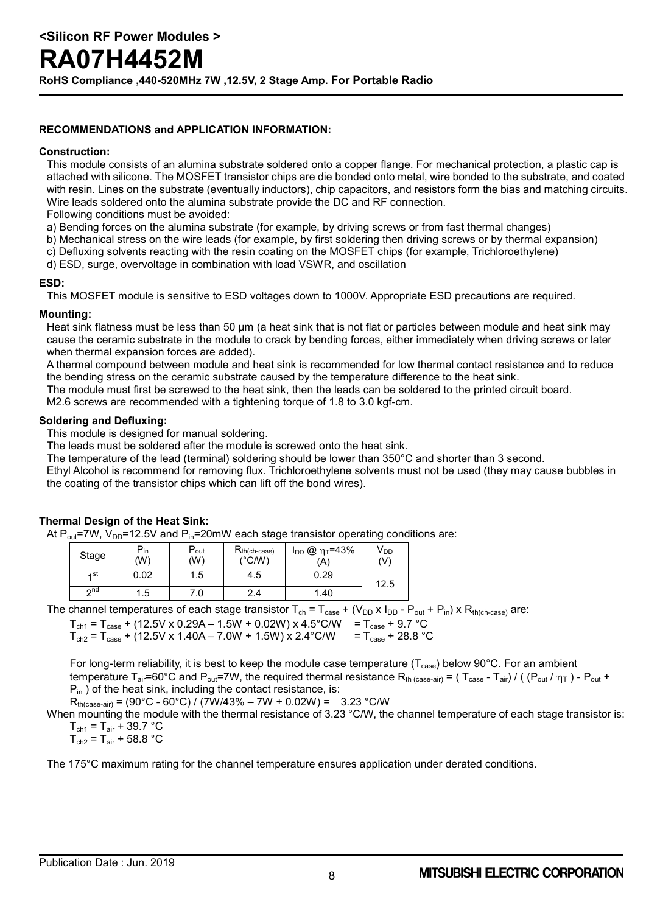## RECOMMENDATIONS and APPLICATION INFORMATION:

### Construction:

This module consists of an alumina substrate soldered onto a copper flange. For mechanical protection, a plastic cap is attached with silicone. The MOSFET transistor chips are die bonded onto metal, wire bonded to the substrate, and coated with resin. Lines on the substrate (eventually inductors), chip capacitors, and resistors form the bias and matching circuits. Wire leads soldered onto the alumina substrate provide the DC and RF connection.

Following conditions must be avoided:

a) Bending forces on the alumina substrate (for example, by driving screws or from fast thermal changes)

b) Mechanical stress on the wire leads (for example, by first soldering then driving screws or by thermal expansion)

c) Defluxing solvents reacting with the resin coating on the MOSFET chips (for example, Trichloroethylene)

d) ESD, surge, overvoltage in combination with load VSWR, and oscillation

### ESD:

This MOSFET module is sensitive to ESD voltages down to 1000V. Appropriate ESD precautions are required.

### Mounting:

Heat sink flatness must be less than 50 μm (a heat sink that is not flat or particles between module and heat sink may cause the ceramic substrate in the module to crack by bending forces, either immediately when driving screws or later when thermal expansion forces are added).

A thermal compound between module and heat sink is recommended for low thermal contact resistance and to reduce the bending stress on the ceramic substrate caused by the temperature difference to the heat sink.

The module must first be screwed to the heat sink, then the leads can be soldered to the printed circuit board.

M2.6 screws are recommended with a tightening torque of 1.8 to 3.0 kgf-cm.

### Soldering and Defluxing:

This module is designed for manual soldering.

The leads must be soldered after the module is screwed onto the heat sink.

The temperature of the lead (terminal) soldering should be lower than 350°C and shorter than 3 second.

Ethyl Alcohol is recommend for removing flux. Trichloroethylene solvents must not be used (they may cause bubbles in the coating of the transistor chips which can lift off the bond wires).

### Thermal Design of the Heat Sink:

At $P_{out}$=7W, $V_{DD}$=12.5V and $P_{in}$=20mW each stage transistor operating conditions are:

| Stage | $P_{in}$ (W) | $P_{out}$ (W) | $R_{th(ch-case)}$ (°C/W) | $I_{DD}$ @ $\eta_T$=43% (A) | $V_{DD}$ (V) |
|---|---|---|---|---|---|
| 1st | 0.02 | 1.5 | 4.5 | 0.29 | 12.5 |
| 2nd | 1.5 | 7.0 | 2.4 | 1.40 | |

The channel temperatures of each stage transistor $T_{ch} = T_{case} + (V_{DD} \times I_{DD} - P_{out} + P_{in}) \times R_{th(ch-case)}$ are:

$T_{ch1} = T_{case} + (12.5V \times 0.29A - 1.5W + 0.02W) \times 4.5°C/W = T_{case} + 9.7\ °C$

$T_{ch2} = T_{case} + (12.5V \times 1.40A - 7.0W + 1.5W) \times 2.4°C/W = T_{case} + 28.8\ °C$

For long-term reliability, it is best to keep the module case temperature ($T_{case}$) below 90°C. For an ambient temperature $T_{air}$=60°C and $P_{out}$=7W, the required thermal resistance $R_{th\ (case-air)} = (T_{case} - T_{air}) / ((P_{out} / \eta_T) - P_{out} + P_{in})$ of the heat sink, including the contact resistance, is:

$R_{th(case-air)} = (90°C - 60°C) / (7W/43\% - 7W + 0.02W) = 3.23\ °C/W$

When mounting the module with the thermal resistance of 3.23 °C/W, the channel temperature of each stage transistor is:

$T_{ch1} = T_{air} + 39.7\ °C$

$T_{ch2} = T_{air} + 58.8\ °C$

The 175°C maximum rating for the channel temperature ensures application under derated conditions.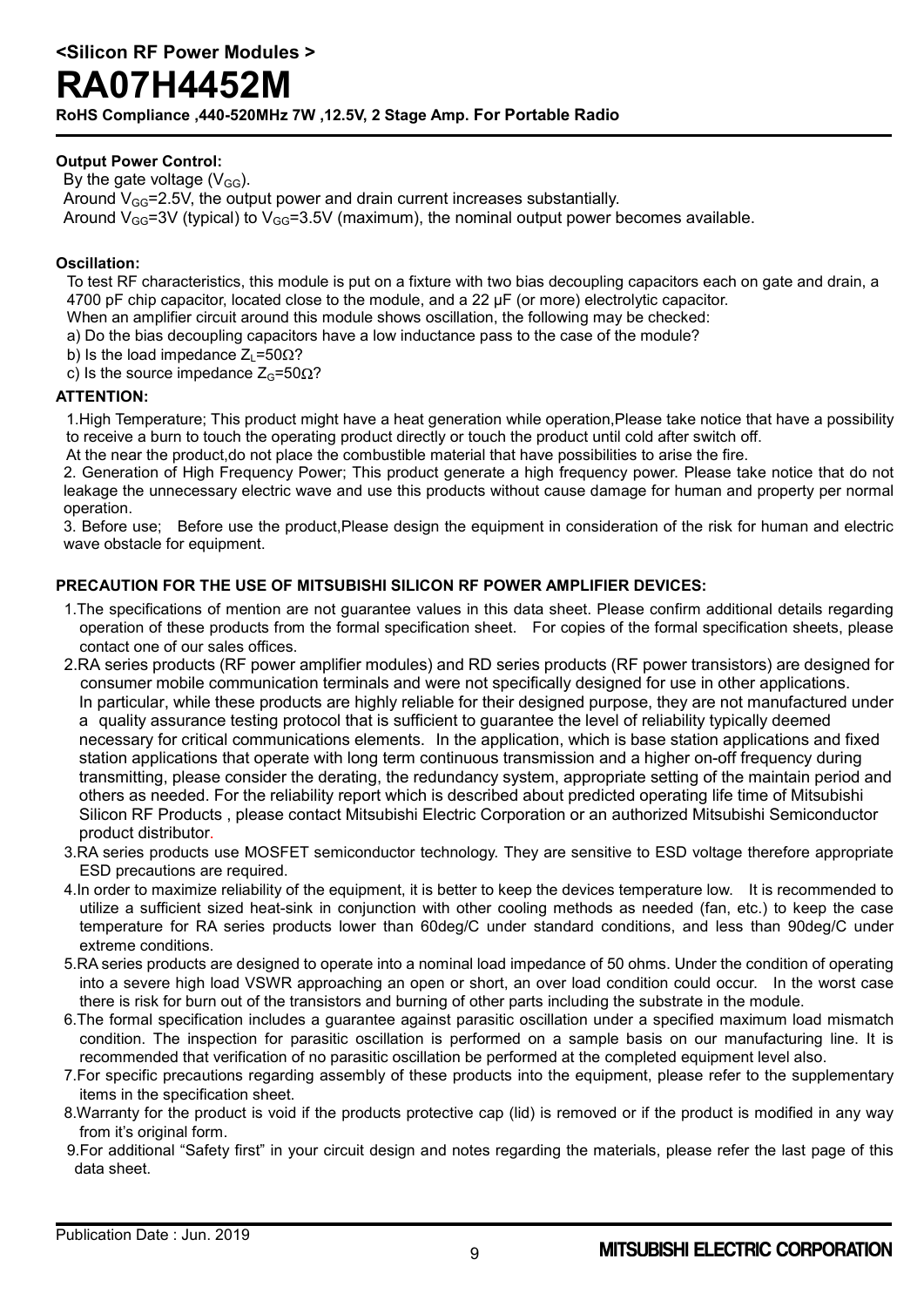**Output Power Control:**

By the gate voltage ($V_{GG}$).

Around $V_{GG}$=2.5V, the output power and drain current increases substantially.

Around $V_{GG}$=3V (typical) to $V_{GG}$=3.5V (maximum), the nominal output power becomes available.

**Oscillation:**

To test RF characteristics, this module is put on a fixture with two bias decoupling capacitors each on gate and drain, a 4700 pF chip capacitor, located close to the module, and a 22 µF (or more) electrolytic capacitor.

When an amplifier circuit around this module shows oscillation, the following may be checked:

a) Do the bias decoupling capacitors have a low inductance pass to the case of the module?

b) Is the load impedance $Z_L$=50Ω?

c) Is the source impedance $Z_G$=50Ω?

**ATTENTION:**

1.High Temperature; This product might have a heat generation while operation,Please take notice that have a possibility to receive a burn to touch the operating product directly or touch the product until cold after switch off.
At the near the product,do not place the combustible material that have possibilities to arise the fire.

2. Generation of High Frequency Power; This product generate a high frequency power. Please take notice that do not leakage the unnecessary electric wave and use this products without cause damage for human and property per normal operation.

3. Before use; Before use the product,Please design the equipment in consideration of the risk for human and electric wave obstacle for equipment.

**PRECAUTION FOR THE USE OF MITSUBISHI SILICON RF POWER AMPLIFIER DEVICES:**

1.The specifications of mention are not guarantee values in this data sheet. Please confirm additional details regarding operation of these products from the formal specification sheet. For copies of the formal specification sheets, please contact one of our sales offices.

2.RA series products (RF power amplifier modules) and RD series products (RF power transistors) are designed for consumer mobile communication terminals and were not specifically designed for use in other applications.
In particular, while these products are highly reliable for their designed purpose, they are not manufactured under a quality assurance testing protocol that is sufficient to guarantee the level of reliability typically deemed necessary for critical communications elements. In the application, which is base station applications and fixed station applications that operate with long term continuous transmission and a higher on-off frequency during transmitting, please consider the derating, the redundancy system, appropriate setting of the maintain period and others as needed. For the reliability report which is described about predicted operating life time of Mitsubishi Silicon RF Products , please contact Mitsubishi Electric Corporation or an authorized Mitsubishi Semiconductor product distributor.

3.RA series products use MOSFET semiconductor technology. They are sensitive to ESD voltage therefore appropriate ESD precautions are required.

4.In order to maximize reliability of the equipment, it is better to keep the devices temperature low. It is recommended to utilize a sufficient sized heat-sink in conjunction with other cooling methods as needed (fan, etc.) to keep the case temperature for RA series products lower than 60deg/C under standard conditions, and less than 90deg/C under extreme conditions.

5.RA series products are designed to operate into a nominal load impedance of 50 ohms. Under the condition of operating into a severe high load VSWR approaching an open or short, an over load condition could occur. In the worst case there is risk for burn out of the transistors and burning of other parts including the substrate in the module.

6.The formal specification includes a guarantee against parasitic oscillation under a specified maximum load mismatch condition. The inspection for parasitic oscillation is performed on a sample basis on our manufacturing line. It is recommended that verification of no parasitic oscillation be performed at the completed equipment level also.

7.For specific precautions regarding assembly of these products into the equipment, please refer to the supplementary items in the specification sheet.

8.Warranty for the product is void if the products protective cap (lid) is removed or if the product is modified in any way from it's original form.

9.For additional "Safety first" in your circuit design and notes regarding the materials, please refer the last page of this data sheet.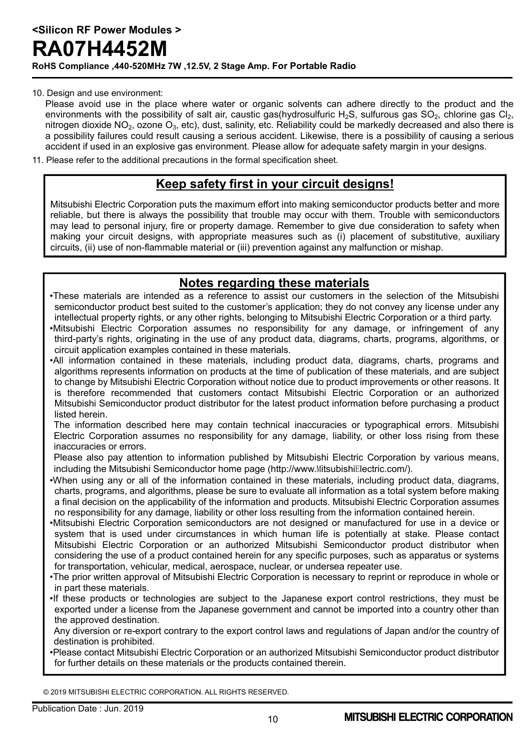10. Design and use environment:

    Please avoid use in the place where water or organic solvents can adhere directly to the product and the environments with the possibility of salt air, caustic gas(hydrosulfuric $H_2S$, sulfurous gas $SO_2$, chlorine gas $Cl_2$, nitrogen dioxide $NO_2$, ozone $O_3$, etc), dust, salinity, etc. Reliability could be markedly decreased and also there is a possibility failures could result causing a serious accident. Likewise, there is a possibility of causing a serious accident if used in an explosive gas environment. Please allow for adequate safety margin in your designs.

11. Please refer to the additional precautions in the formal specification sheet.

## Keep safety first in your circuit designs!

Mitsubishi Electric Corporation puts the maximum effort into making semiconductor products better and more reliable, but there is always the possibility that trouble may occur with them. Trouble with semiconductors may lead to personal injury, fire or property damage. Remember to give due consideration to safety when making your circuit designs, with appropriate measures such as (i) placement of substitutive, auxiliary circuits, (ii) use of non-flammable material or (iii) prevention against any malfunction or mishap.

## Notes regarding these materials

- These materials are intended as a reference to assist our customers in the selection of the Mitsubishi semiconductor product best suited to the customer's application; they do not convey any license under any intellectual property rights, or any other rights, belonging to Mitsubishi Electric Corporation or a third party.
- Mitsubishi Electric Corporation assumes no responsibility for any damage, or infringement of any third-party's rights, originating in the use of any product data, diagrams, charts, programs, algorithms, or circuit application examples contained in these materials.
- All information contained in these materials, including product data, diagrams, charts, programs and algorithms represents information on products at the time of publication of these materials, and are subject to change by Mitsubishi Electric Corporation without notice due to product improvements or other reasons. It is therefore recommended that customers contact Mitsubishi Electric Corporation or an authorized Mitsubishi Semiconductor product distributor for the latest product information before purchasing a product listed herein.

  The information described here may contain technical inaccuracies or typographical errors. Mitsubishi Electric Corporation assumes no responsibility for any damage, liability, or other loss rising from these inaccuracies or errors.

  Please also pay attention to information published by Mitsubishi Electric Corporation by various means, including the Mitsubishi Semiconductor home page (http://www.MitsubishiElectric.com/).
- When using any or all of the information contained in these materials, including product data, diagrams, charts, programs, and algorithms, please be sure to evaluate all information as a total system before making a final decision on the applicability of the information and products. Mitsubishi Electric Corporation assumes no responsibility for any damage, liability or other loss resulting from the information contained herein.
- Mitsubishi Electric Corporation semiconductors are not designed or manufactured for use in a device or system that is used under circumstances in which human life is potentially at stake. Please contact Mitsubishi Electric Corporation or an authorized Mitsubishi Semiconductor product distributor when considering the use of a product contained herein for any specific purposes, such as apparatus or systems for transportation, vehicular, medical, aerospace, nuclear, or undersea repeater use.
- The prior written approval of Mitsubishi Electric Corporation is necessary to reprint or reproduce in whole or in part these materials.
- If these products or technologies are subject to the Japanese export control restrictions, they must be exported under a license from the Japanese government and cannot be imported into a country other than the approved destination.

  Any diversion or re-export contrary to the export control laws and regulations of Japan and/or the country of destination is prohibited.
- Please contact Mitsubishi Electric Corporation or an authorized Mitsubishi Semiconductor product distributor for further details on these materials or the products contained therein.

© 2019 MITSUBISHI ELECTRIC CORPORATION. ALL RIGHTS RESERVED.